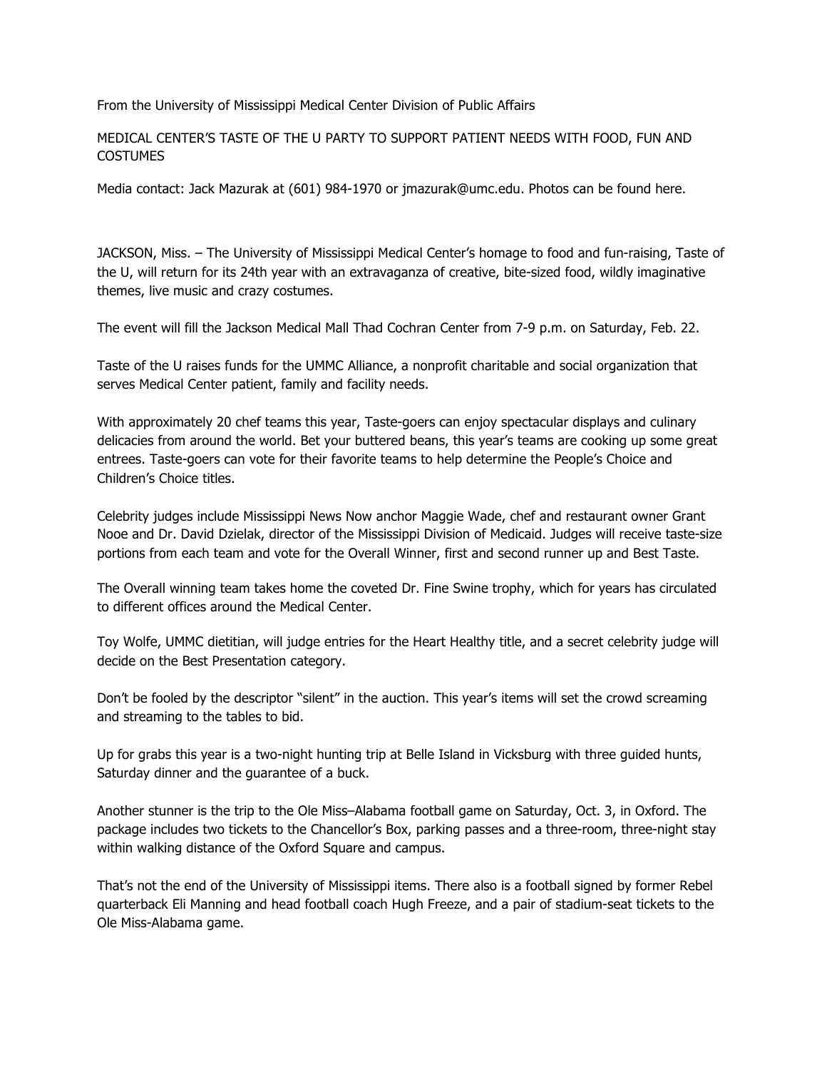From the University of Mississippi Medical Center Division of Public Affairs

MEDICAL CENTER'S TASTE OF THE U PARTY TO SUPPORT PATIENT NEEDS WITH FOOD, FUN AND COSTUMES

Media contact: Jack Mazurak at (601) 984-1970 or jmazurak@umc.edu. Photos can be found here.

JACKSON, Miss. – The University of Mississippi Medical Center's homage to food and fun-raising, Taste of the U, will return for its 24th year with an extravaganza of creative, bite-sized food, wildly imaginative themes, live music and crazy costumes.

The event will fill the Jackson Medical Mall Thad Cochran Center from 7-9 p.m. on Saturday, Feb. 22.

Taste of the U raises funds for the UMMC Alliance, a nonprofit charitable and social organization that serves Medical Center patient, family and facility needs.

With approximately 20 chef teams this year, Taste-goers can enjoy spectacular displays and culinary delicacies from around the world. Bet your buttered beans, this year's teams are cooking up some great entrees. Taste-goers can vote for their favorite teams to help determine the People's Choice and Children's Choice titles.

Celebrity judges include Mississippi News Now anchor Maggie Wade, chef and restaurant owner Grant Nooe and Dr. David Dzielak, director of the Mississippi Division of Medicaid. Judges will receive taste-size portions from each team and vote for the Overall Winner, first and second runner up and Best Taste.

The Overall winning team takes home the coveted Dr. Fine Swine trophy, which for years has circulated to different offices around the Medical Center.

Toy Wolfe, UMMC dietitian, will judge entries for the Heart Healthy title, and a secret celebrity judge will decide on the Best Presentation category.

Don't be fooled by the descriptor "silent" in the auction. This year's items will set the crowd screaming and streaming to the tables to bid.

Up for grabs this year is a two-night hunting trip at Belle Island in Vicksburg with three guided hunts, Saturday dinner and the guarantee of a buck.

Another stunner is the trip to the Ole Miss–Alabama football game on Saturday, Oct. 3, in Oxford. The package includes two tickets to the Chancellor's Box, parking passes and a three-room, three-night stay within walking distance of the Oxford Square and campus.

That's not the end of the University of Mississippi items. There also is a football signed by former Rebel quarterback Eli Manning and head football coach Hugh Freeze, and a pair of stadium-seat tickets to the Ole Miss-Alabama game.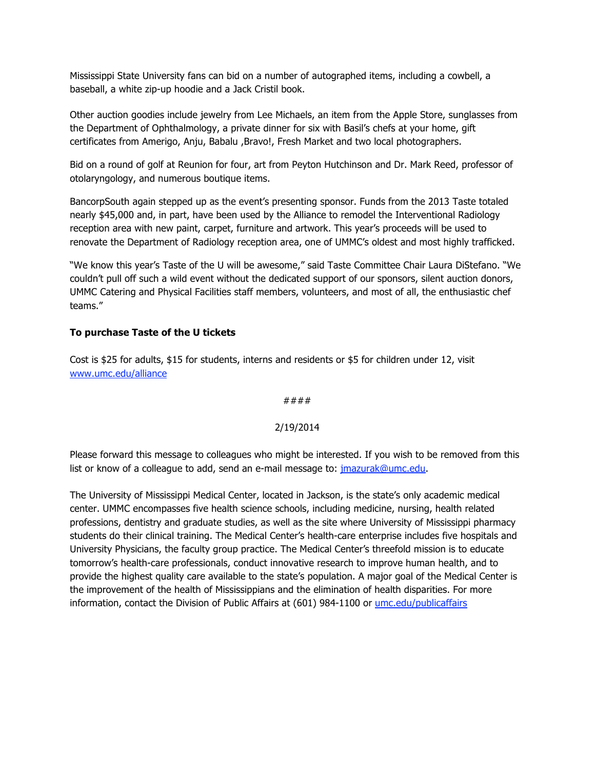Mississippi State University fans can bid on a number of autographed items, including a cowbell, a baseball, a white zip-up hoodie and a Jack Cristil book.

Other auction goodies include jewelry from Lee Michaels, an item from the Apple Store, sunglasses from the Department of Ophthalmology, a private dinner for six with Basil's chefs at your home, gift certificates from Amerigo, Anju, Babalu ,Bravo!, Fresh Market and two local photographers.

Bid on a round of golf at Reunion for four, art from Peyton Hutchinson and Dr. Mark Reed, professor of otolaryngology, and numerous boutique items.

BancorpSouth again stepped up as the event's presenting sponsor. Funds from the 2013 Taste totaled nearly $45,000 and, in part, have been used by the Alliance to remodel the Interventional Radiology reception area with new paint, carpet, furniture and artwork. This year's proceeds will be used to renovate the Department of Radiology reception area, one of UMMC's oldest and most highly trafficked.

"We know this year's Taste of the U will be awesome," said Taste Committee Chair Laura DiStefano. "We couldn't pull off such a wild event without the dedicated support of our sponsors, silent auction donors, UMMC Catering and Physical Facilities staff members, volunteers, and most of all, the enthusiastic chef teams."

**To purchase Taste of the U tickets**

Cost is $25 for adults, $15 for students, interns and residents or $5 for children under 12, visit [www.umc.edu/alliance](www.umc.edu/alliance)

####

2/19/2014

Please forward this message to colleagues who might be interested. If you wish to be removed from this list or know of a colleague to add, send an e-mail message to: jmazurak@umc.edu.

The University of Mississippi Medical Center, located in Jackson, is the state's only academic medical center. UMMC encompasses five health science schools, including medicine, nursing, health related professions, dentistry and graduate studies, as well as the site where University of Mississippi pharmacy students do their clinical training. The Medical Center's health-care enterprise includes five hospitals and University Physicians, the faculty group practice. The Medical Center's threefold mission is to educate tomorrow's health-care professionals, conduct innovative research to improve human health, and to provide the highest quality care available to the state's population. A major goal of the Medical Center is the improvement of the health of Mississippians and the elimination of health disparities. For more information, contact the Division of Public Affairs at (601) 984-1100 or [umc.edu/publicaffairs](umc.edu/publicaffairs)